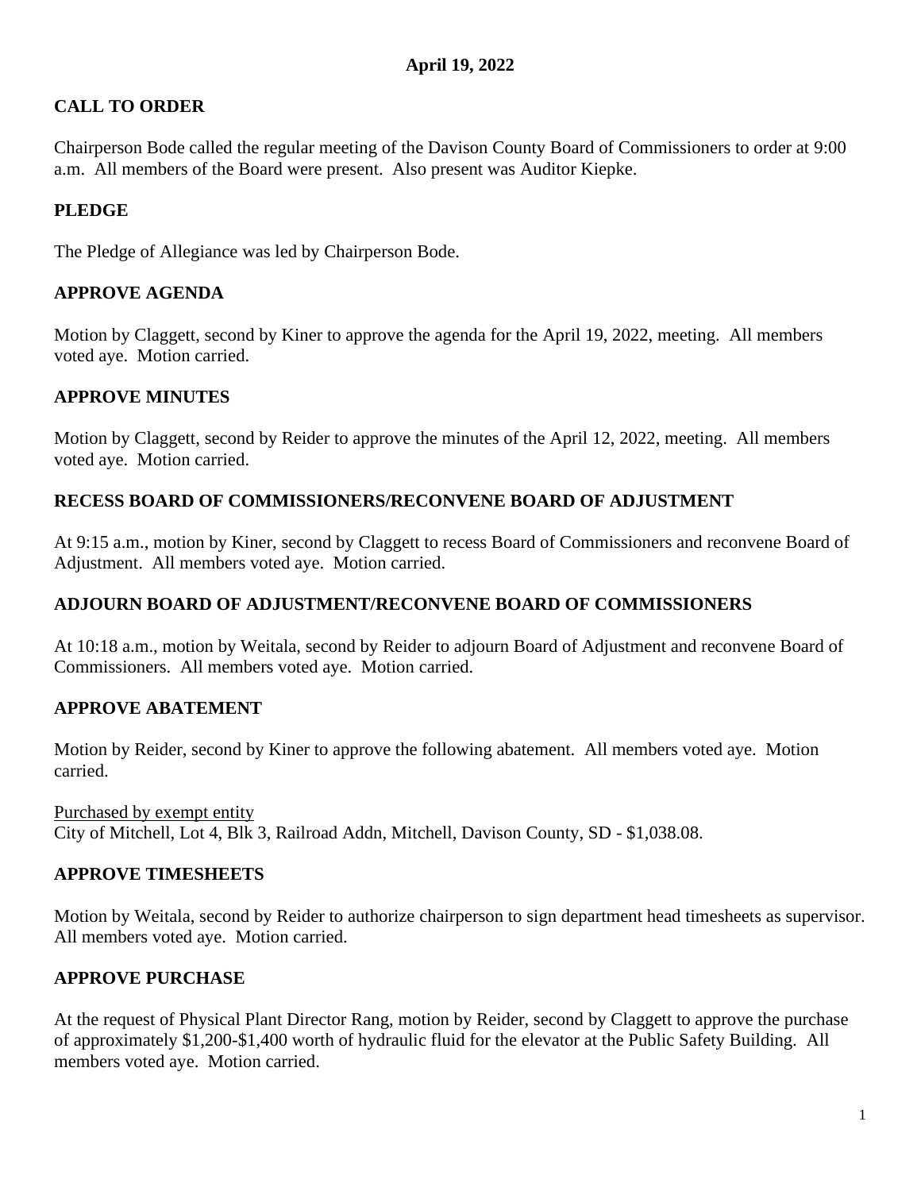**April 19, 2022**

## CALL TO ORDER

Chairperson Bode called the regular meeting of the Davison County Board of Commissioners to order at 9:00 a.m. All members of the Board were present. Also present was Auditor Kiepke.

## PLEDGE

The Pledge of Allegiance was led by Chairperson Bode.

## APPROVE AGENDA

Motion by Claggett, second by Kiner to approve the agenda for the April 19, 2022, meeting. All members voted aye. Motion carried.

## APPROVE MINUTES

Motion by Claggett, second by Reider to approve the minutes of the April 12, 2022, meeting. All members voted aye. Motion carried.

## RECESS BOARD OF COMMISSIONERS/RECONVENE BOARD OF ADJUSTMENT

At 9:15 a.m., motion by Kiner, second by Claggett to recess Board of Commissioners and reconvene Board of Adjustment. All members voted aye. Motion carried.

## ADJOURN BOARD OF ADJUSTMENT/RECONVENE BOARD OF COMMISSIONERS

At 10:18 a.m., motion by Weitala, second by Reider to adjourn Board of Adjustment and reconvene Board of Commissioners. All members voted aye. Motion carried.

## APPROVE ABATEMENT

Motion by Reider, second by Kiner to approve the following abatement. All members voted aye. Motion carried.

<u>Purchased by exempt entity</u>
City of Mitchell, Lot 4, Blk 3, Railroad Addn, Mitchell, Davison County, SD - $1,038.08.

## APPROVE TIMESHEETS

Motion by Weitala, second by Reider to authorize chairperson to sign department head timesheets as supervisor. All members voted aye. Motion carried.

## APPROVE PURCHASE

At the request of Physical Plant Director Rang, motion by Reider, second by Claggett to approve the purchase of approximately $1,200-$1,400 worth of hydraulic fluid for the elevator at the Public Safety Building. All members voted aye. Motion carried.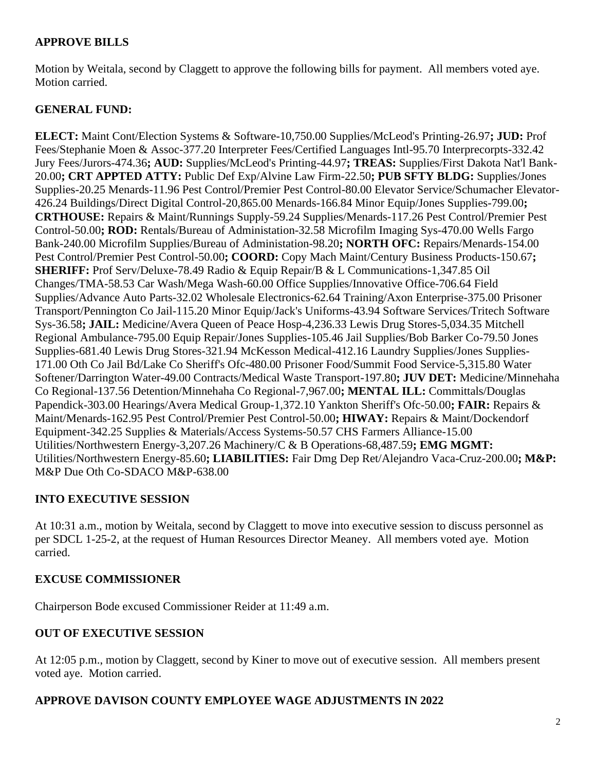## APPROVE BILLS

Motion by Weitala, second by Claggett to approve the following bills for payment. All members voted aye. Motion carried.

## GENERAL FUND:

**ELECT:** Maint Cont/Election Systems & Software-10,750.00 Supplies/McLeod's Printing-26.97**; JUD:** Prof Fees/Stephanie Moen & Assoc-377.20 Interpreter Fees/Certified Languages Intl-95.70 Interprecorpts-332.42 Jury Fees/Jurors-474.36**; AUD:** Supplies/McLeod's Printing-44.97**; TREAS:** Supplies/First Dakota Nat'l Bank-20.00**; CRT APPTED ATTY:** Public Def Exp/Alvine Law Firm-22.50**; PUB SFTY BLDG:** Supplies/Jones Supplies-20.25 Menards-11.96 Pest Control/Premier Pest Control-80.00 Elevator Service/Schumacher Elevator-426.24 Buildings/Direct Digital Control-20,865.00 Menards-166.84 Minor Equip/Jones Supplies-799.00**; CRTHOUSE:** Repairs & Maint/Runnings Supply-59.24 Supplies/Menards-117.26 Pest Control/Premier Pest Control-50.00**; ROD:** Rentals/Bureau of Administation-32.58 Microfilm Imaging Sys-470.00 Wells Fargo Bank-240.00 Microfilm Supplies/Bureau of Administation-98.20**; NORTH OFC:** Repairs/Menards-154.00 Pest Control/Premier Pest Control-50.00**; COORD:** Copy Mach Maint/Century Business Products-150.67**; SHERIFF:** Prof Serv/Deluxe-78.49 Radio & Equip Repair/B & L Communications-1,347.85 Oil Changes/TMA-58.53 Car Wash/Mega Wash-60.00 Office Supplies/Innovative Office-706.64 Field Supplies/Advance Auto Parts-32.02 Wholesale Electronics-62.64 Training/Axon Enterprise-375.00 Prisoner Transport/Pennington Co Jail-115.20 Minor Equip/Jack's Uniforms-43.94 Software Services/Tritech Software Sys-36.58**; JAIL:** Medicine/Avera Queen of Peace Hosp-4,236.33 Lewis Drug Stores-5,034.35 Mitchell Regional Ambulance-795.00 Equip Repair/Jones Supplies-105.46 Jail Supplies/Bob Barker Co-79.50 Jones Supplies-681.40 Lewis Drug Stores-321.94 McKesson Medical-412.16 Laundry Supplies/Jones Supplies-171.00 Oth Co Jail Bd/Lake Co Sheriff's Ofc-480.00 Prisoner Food/Summit Food Service-5,315.80 Water Softener/Darrington Water-49.00 Contracts/Medical Waste Transport-197.80**; JUV DET:** Medicine/Minnehaha Co Regional-137.56 Detention/Minnehaha Co Regional-7,967.00**; MENTAL ILL:** Committals/Douglas Papendick-303.00 Hearings/Avera Medical Group-1,372.10 Yankton Sheriff's Ofc-50.00**; FAIR:** Repairs & Maint/Menards-162.95 Pest Control/Premier Pest Control-50.00**; HIWAY:** Repairs & Maint/Dockendorf Equipment-342.25 Supplies & Materials/Access Systems-50.57 CHS Farmers Alliance-15.00 Utilities/Northwestern Energy-3,207.26 Machinery/C & B Operations-68,487.59**; EMG MGMT:** Utilities/Northwestern Energy-85.60**; LIABILITIES:** Fair Dmg Dep Ret/Alejandro Vaca-Cruz-200.00**; M&P:** M&P Due Oth Co-SDACO M&P-638.00

## INTO EXECUTIVE SESSION

At 10:31 a.m., motion by Weitala, second by Claggett to move into executive session to discuss personnel as per SDCL 1-25-2, at the request of Human Resources Director Meaney. All members voted aye. Motion carried.

## EXCUSE COMMISSIONER

Chairperson Bode excused Commissioner Reider at 11:49 a.m.

## OUT OF EXECUTIVE SESSION

At 12:05 p.m., motion by Claggett, second by Kiner to move out of executive session. All members present voted aye. Motion carried.

## APPROVE DAVISON COUNTY EMPLOYEE WAGE ADJUSTMENTS IN 2022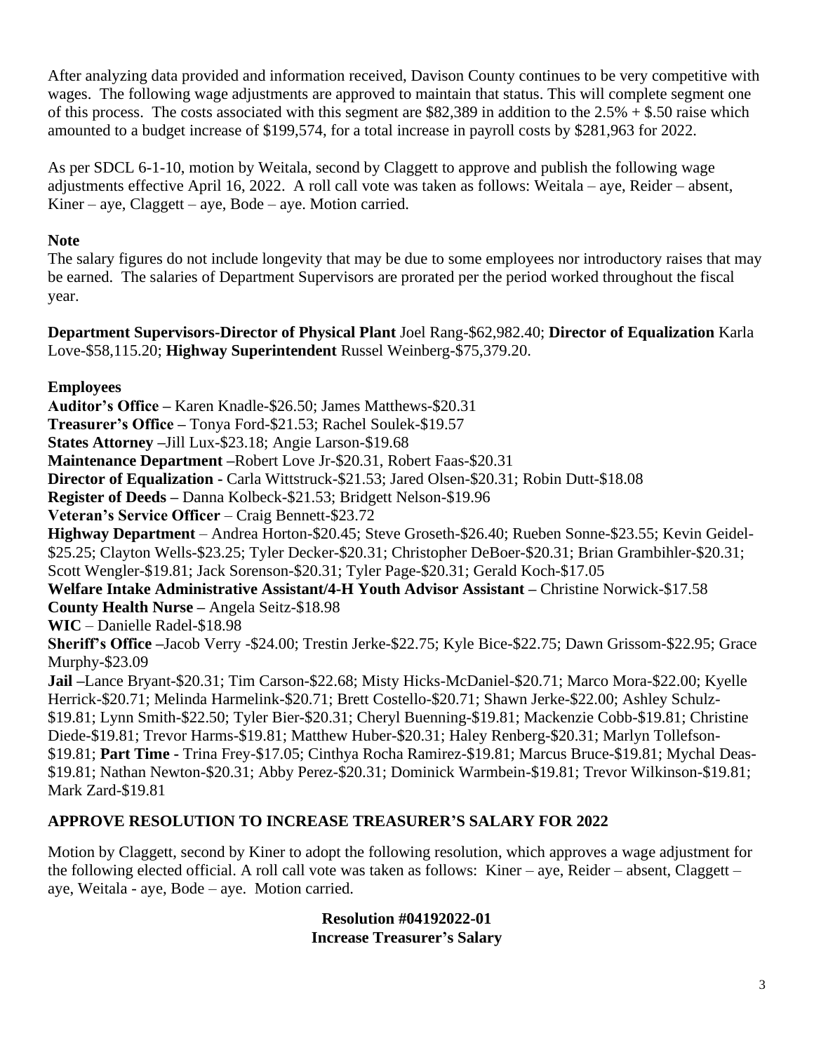After analyzing data provided and information received, Davison County continues to be very competitive with wages. The following wage adjustments are approved to maintain that status. This will complete segment one of this process. The costs associated with this segment are $82,389 in addition to the 2.5% + $.50 raise which amounted to a budget increase of $199,574, for a total increase in payroll costs by $281,963 for 2022.

As per SDCL 6-1-10, motion by Weitala, second by Claggett to approve and publish the following wage adjustments effective April 16, 2022. A roll call vote was taken as follows: Weitala – aye, Reider – absent, Kiner – aye, Claggett – aye, Bode – aye. Motion carried.

**Note**

The salary figures do not include longevity that may be due to some employees nor introductory raises that may be earned. The salaries of Department Supervisors are prorated per the period worked throughout the fiscal year.

**Department Supervisors-Director of Physical Plant** Joel Rang-$62,982.40; **Director of Equalization** Karla Love-$58,115.20; **Highway Superintendent** Russel Weinberg-$75,379.20.

**Employees**

**Auditor's Office –** Karen Knadle-$26.50; James Matthews-$20.31

**Treasurer's Office –** Tonya Ford-$21.53; Rachel Soulek-$19.57

**States Attorney –**Jill Lux-$23.18; Angie Larson-$19.68

**Maintenance Department –**Robert Love Jr-$20.31, Robert Faas-$20.31

**Director of Equalization -** Carla Wittstruck-$21.53; Jared Olsen-$20.31; Robin Dutt-$18.08

**Register of Deeds –** Danna Kolbeck-$21.53; Bridgett Nelson-$19.96

**Veteran's Service Officer** – Craig Bennett-$23.72

**Highway Department** – Andrea Horton-$20.45; Steve Groseth-$26.40; Rueben Sonne-$23.55; Kevin Geidel-$25.25; Clayton Wells-$23.25; Tyler Decker-$20.31; Christopher DeBoer-$20.31; Brian Grambihler-$20.31; Scott Wengler-$19.81; Jack Sorenson-$20.31; Tyler Page-$20.31; Gerald Koch-$17.05

**Welfare Intake Administrative Assistant/4-H Youth Advisor Assistant –** Christine Norwick-$17.58

**County Health Nurse –** Angela Seitz-$18.98

**WIC** – Danielle Radel-$18.98

**Sheriff's Office –**Jacob Verry -$24.00; Trestin Jerke-$22.75; Kyle Bice-$22.75; Dawn Grissom-$22.95; Grace Murphy-$23.09

**Jail –**Lance Bryant-$20.31; Tim Carson-$22.68; Misty Hicks-McDaniel-$20.71; Marco Mora-$22.00; Kyelle Herrick-$20.71; Melinda Harmelink-$20.71; Brett Costello-$20.71; Shawn Jerke-$22.00; Ashley Schulz-$19.81; Lynn Smith-$22.50; Tyler Bier-$20.31; Cheryl Buenning-$19.81; Mackenzie Cobb-$19.81; Christine Diede-$19.81; Trevor Harms-$19.81; Matthew Huber-$20.31; Haley Renberg-$20.31; Marlyn Tollefson-$19.81; **Part Time -** Trina Frey-$17.05; Cinthya Rocha Ramirez-$19.81; Marcus Bruce-$19.81; Mychal Deas-$19.81; Nathan Newton-$20.31; Abby Perez-$20.31; Dominick Warmbein-$19.81; Trevor Wilkinson-$19.81; Mark Zard-$19.81

## APPROVE RESOLUTION TO INCREASE TREASURER'S SALARY FOR 2022

Motion by Claggett, second by Kiner to adopt the following resolution, which approves a wage adjustment for the following elected official. A roll call vote was taken as follows: Kiner – aye, Reider – absent, Claggett – aye, Weitala - aye, Bode – aye. Motion carried.

**Resolution #04192022-01**
**Increase Treasurer's Salary**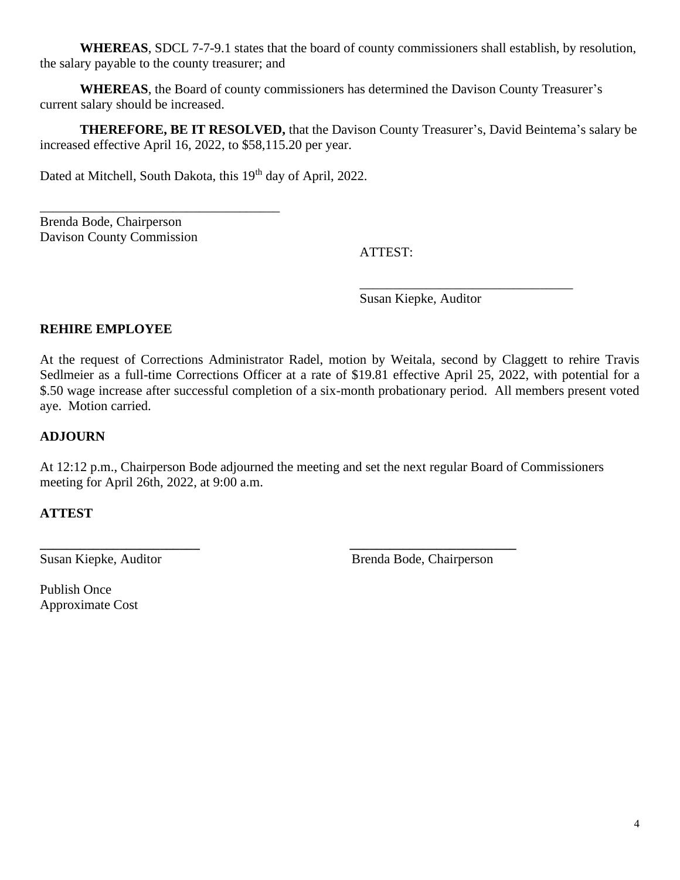**WHEREAS**, SDCL 7-7-9.1 states that the board of county commissioners shall establish, by resolution, the salary payable to the county treasurer; and

**WHEREAS**, the Board of county commissioners has determined the Davison County Treasurer's current salary should be increased.

**THEREFORE, BE IT RESOLVED,** that the Davison County Treasurer's, David Beintema's salary be increased effective April 16, 2022, to $58,115.20 per year.

Dated at Mitchell, South Dakota, this 19th day of April, 2022.

\_\_\_\_\_\_\_\_\_\_\_\_\_\_\_\_\_\_\_\_\_\_\_\_\_\_\_\_\_\_\_\_\_\_\_\_
Brenda Bode, Chairperson
Davison County Commission

ATTEST:

\_\_\_\_\_\_\_\_\_\_\_\_\_\_\_\_\_\_\_\_\_\_\_\_\_\_\_\_\_\_\_\_
Susan Kiepke, Auditor

**REHIRE EMPLOYEE**

At the request of Corrections Administrator Radel, motion by Weitala, second by Claggett to rehire Travis Sedlmeier as a full-time Corrections Officer at a rate of $19.81 effective April 25, 2022, with potential for a $.50 wage increase after successful completion of a six-month probationary period. All members present voted aye. Motion carried.

**ADJOURN**

At 12:12 p.m., Chairperson Bode adjourned the meeting and set the next regular Board of Commissioners meeting for April 26th, 2022, at 9:00 a.m.

**ATTEST**

\_\_\_\_\_\_\_\_\_\_\_\_\_\_\_\_\_\_\_\_\_\_\_\_\_\_
Susan Kiepke, Auditor

\_\_\_\_\_\_\_\_\_\_\_\_\_\_\_\_\_\_\_\_\_\_\_\_\_\_
Brenda Bode, Chairperson

Publish Once
Approximate Cost